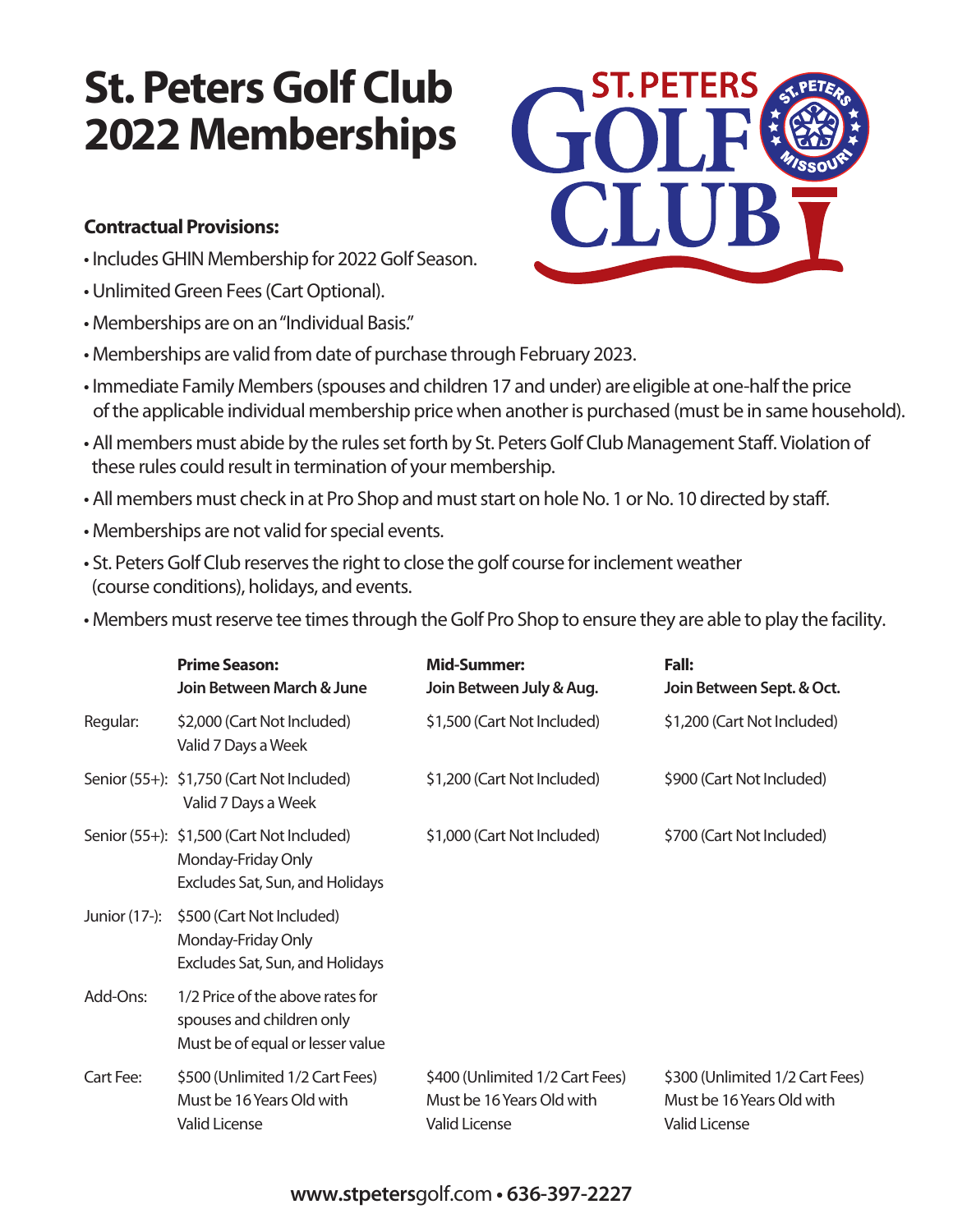# St. Peters Golf Club 2022 Memberships

**Contractual Provisions:**

- Includes GHIN Membership for 2022 Golf Season.
- Unlimited Green Fees (Cart Optional).
- Memberships are on an "Individual Basis."
- Memberships are valid from date of purchase through February 2023.
- Immediate Family Members (spouses and children 17 and under) are eligible at one-half the price of the applicable individual membership price when another is purchased (must be in same household).
- All members must abide by the rules set forth by St. Peters Golf Club Management Staff. Violation of these rules could result in termination of your membership.
- All members must check in at Pro Shop and must start on hole No. 1 or No. 10 directed by staff.
- Memberships are not valid for special events.
- St. Peters Golf Club reserves the right to close the golf course for inclement weather (course conditions), holidays, and events.
- Members must reserve tee times through the Golf Pro Shop to ensure they are able to play the facility.

| | **Prime Season:** **Join Between March & June** | **Mid-Summer:** **Join Between July & Aug.** | **Fall:** **Join Between Sept. & Oct.** |
|---|---|---|---|
| Regular: | $2,000 (Cart Not Included) Valid 7 Days a Week | $1,500 (Cart Not Included) | $1,200 (Cart Not Included) |
| Senior (55+): | $1,750 (Cart Not Included) Valid 7 Days a Week | $1,200 (Cart Not Included) | $900 (Cart Not Included) |
| Senior (55+): | $1,500 (Cart Not Included) Monday-Friday Only Excludes Sat, Sun, and Holidays | $1,000 (Cart Not Included) | $700 (Cart Not Included) |
| Junior (17-): | $500 (Cart Not Included) Monday-Friday Only Excludes Sat, Sun, and Holidays | | |
| Add-Ons: | 1/2 Price of the above rates for spouses and children only Must be of equal or lesser value | | |
| Cart Fee: | $500 (Unlimited 1/2 Cart Fees) Must be 16 Years Old with Valid License | $400 (Unlimited 1/2 Cart Fees) Must be 16 Years Old with Valid License | $300 (Unlimited 1/2 Cart Fees) Must be 16 Years Old with Valid License |

**www.stpetersgolf.com • 636-397-2227**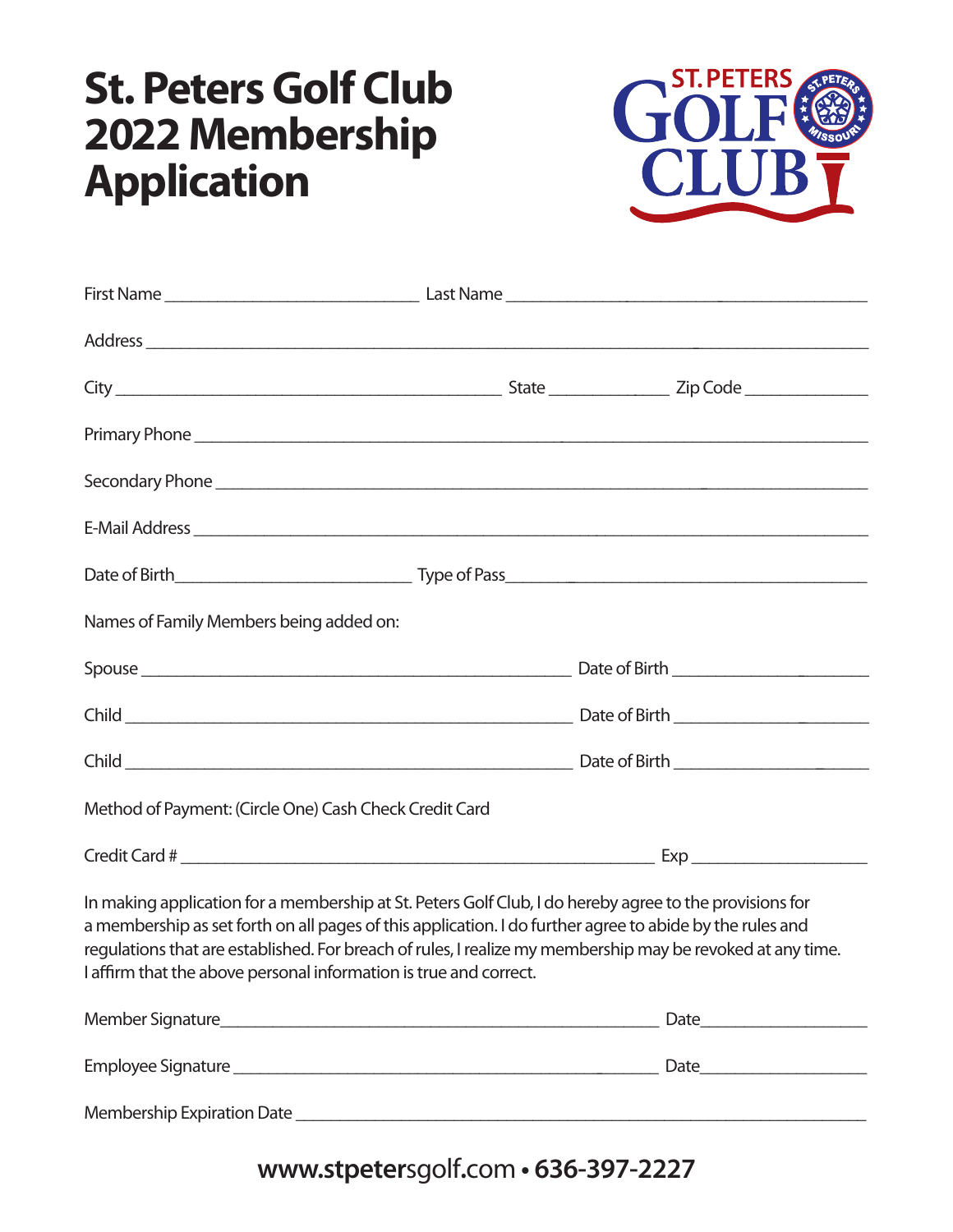# St. Peters Golf Club 2022 Membership Application

First Name ____________________________ Last Name ________________________________________

Address ______________________________________________________________________________

City __________________________________________ State _____________ Zip Code _____________

Primary Phone _________________________________________________________________________

Secondary Phone _______________________________________________________________________

E-Mail Address _________________________________________________________________________

Date of Birth__________________________ Type of Pass______________________________________

Names of Family Members being added on:

Spouse _________________________________________________ Date of Birth ______________________

Child ___________________________________________________ Date of Birth ______________________

Child ___________________________________________________ Date of Birth ______________________

Method of Payment: (Circle One) Cash Check Credit Card

Credit Card # ____________________________________________________ Exp __________________

In making application for a membership at St. Peters Golf Club, I do hereby agree to the provisions for a membership as set forth on all pages of this application. I do further agree to abide by the rules and regulations that are established. For breach of rules, I realize my membership may be revoked at any time. I affirm that the above personal information is true and correct.

Member Signature________________________________________________ Date_________________

Employee Signature ______________________________________________ Date_________________

Membership Expiration Date _______________________________________________________________

www.stpetersgolf.com • 636-397-2227